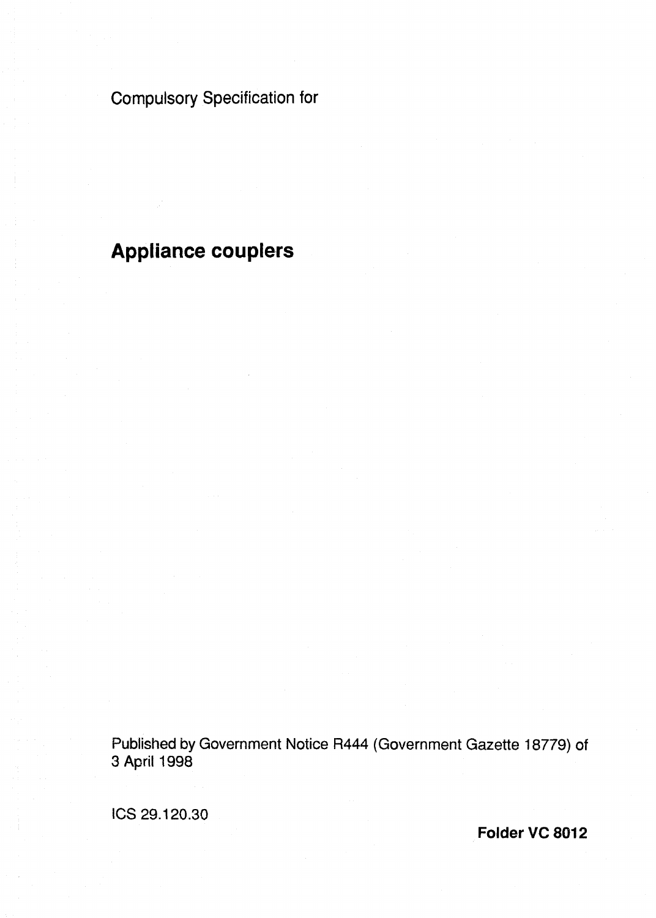Compulsory Specification for

# Appliance couplers

Published by Government Notice R444 (Government Gazette 18779) of 3 April 1998

ICS 29.120.30

**Folder VC 8012**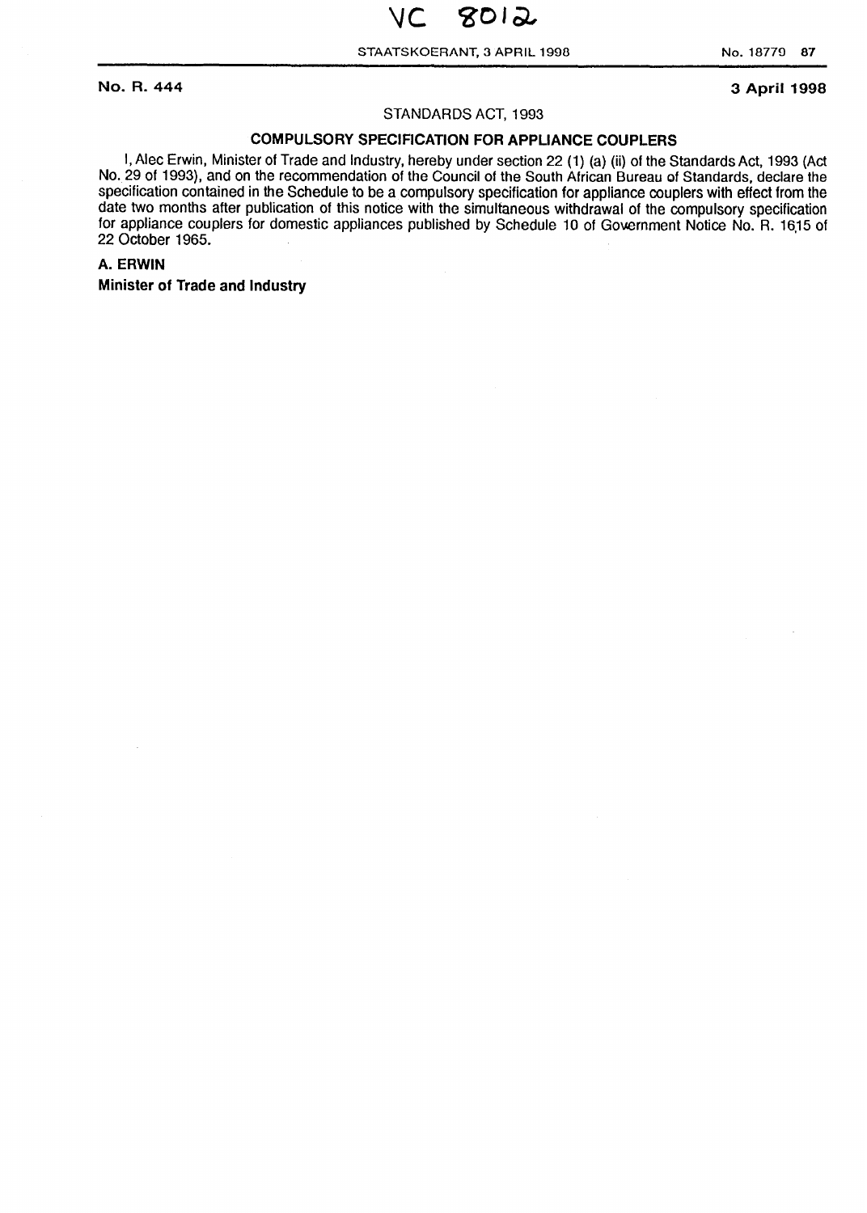VC 8012

**No. R. 444** **3 April 1998**

STANDARDS ACT, 1993

## COMPULSORY SPECIFICATION FOR APPLIANCE COUPLERS

I, Alec Erwin, Minister of Trade and Industry, hereby under section 22 (1) (a) (ii) of the Standards Act, 1993 (Act No. 29 of 1993), and on the recommendation of the Council of the South African Bureau of Standards, declare the specification contained in the Schedule to be a compulsory specification for appliance couplers with effect from the date two months after publication of this notice with the simultaneous withdrawal of the compulsory specification for appliance couplers for domestic appliances published by Schedule 10 of Government Notice No. R. 1615 of 22 October 1965.

**A. ERWIN**

**Minister of Trade and Industry**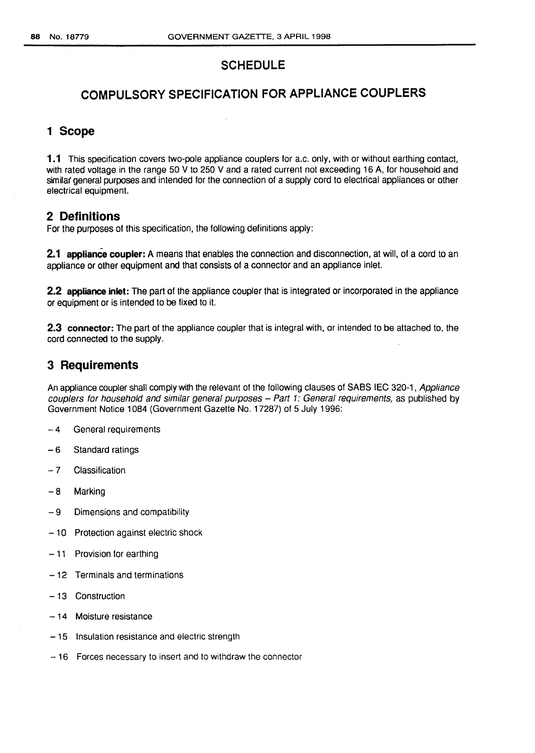# SCHEDULE

# COMPULSORY SPECIFICATION FOR APPLIANCE COUPLERS

## 1 Scope

**1.1** This specification covers two-pole appliance couplers for a.c. only, with or without earthing contact, with rated voltage in the range 50 V to 250 V and a rated current not exceeding 16 A, for household and similar general purposes and intended for the connection of a supply cord to electrical appliances or other electrical equipment.

## 2 Definitions

For the purposes of this specification, the following definitions apply:

**2.1 appliance coupler:** A means that enables the connection and disconnection, at will, of a cord to an appliance or other equipment and that consists of a connector and an appliance inlet.

**2.2 appliance inlet:** The part of the appliance coupler that is integrated or incorporated in the appliance or equipment or is intended to be fixed to it.

**2.3 connector:** The part of the appliance coupler that is integral with, or intended to be attached to, the cord connected to the supply.

## 3 Requirements

An appliance coupler shall comply with the relevant of the following clauses of SABS IEC 320-1, *Appliance couplers for household and similar general purposes – Part 1: General requirements,* as published by Government Notice 1084 (Government Gazette No. 17287) of 5 July 1996:

- 4 General requirements
- 6 Standard ratings
- 7 Classification
- 8 Marking
- 9 Dimensions and compatibility
- 10 Protection against electric shock
- 11 Provision for earthing
- 12 Terminals and terminations
- 13 Construction
- 14 Moisture resistance
- 15 Insulation resistance and electric strength
- 16 Forces necessary to insert and to withdraw the connector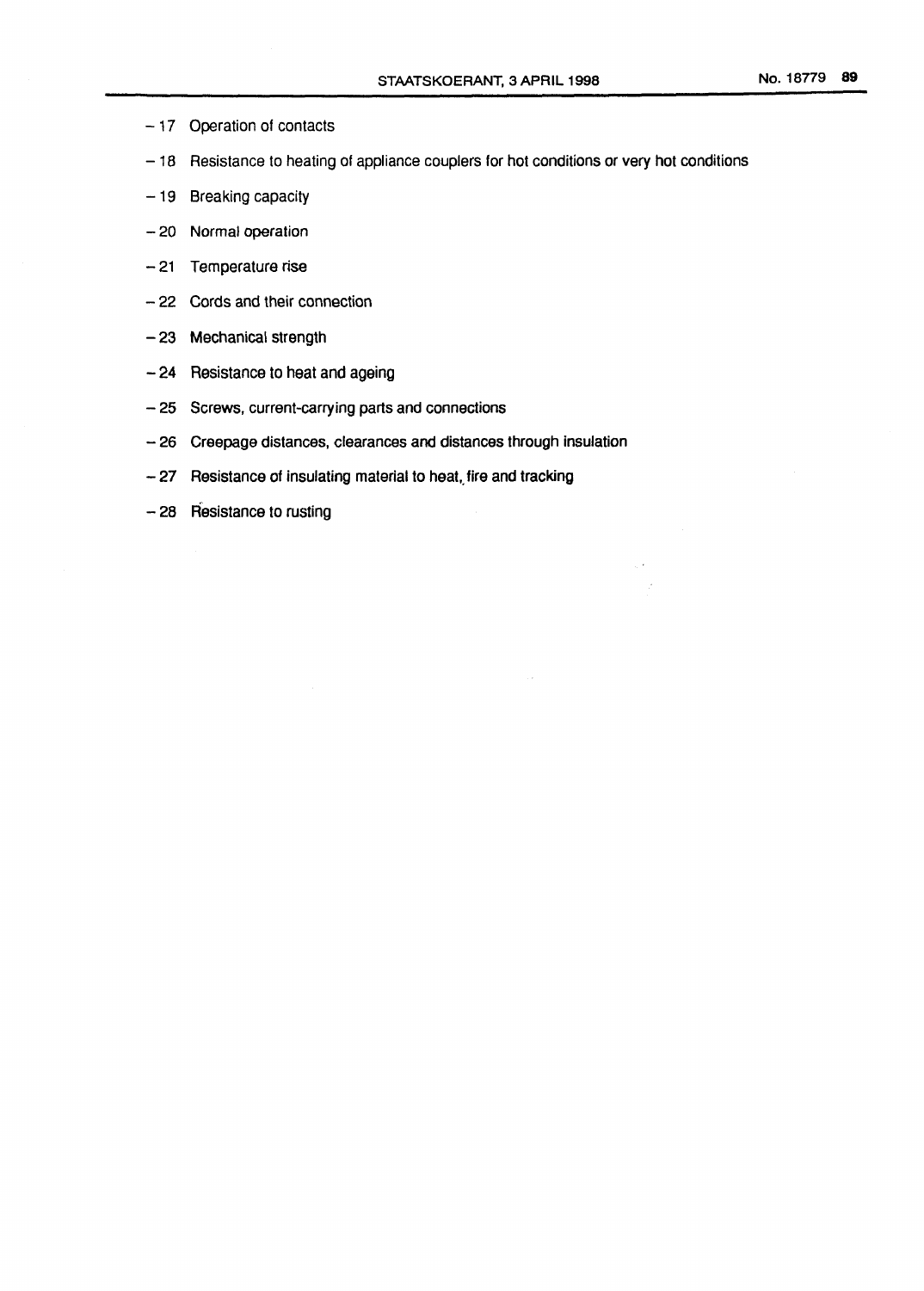- 17 Operation of contacts
- 18 Resistance to heating of appliance couplers for hot conditions or very hot conditions
- 19 Breaking capacity
- 20 Normal operation
- 21 Temperature rise
- 22 Cords and their connection
- 23 Mechanical strength
- 24 Resistance to heat and ageing
- 25 Screws, current-carrying parts and connections
- 26 Creepage distances, clearances and distances through insulation
- 27 Resistance of insulating material to heat, fire and tracking
- 28 Resistance to rusting